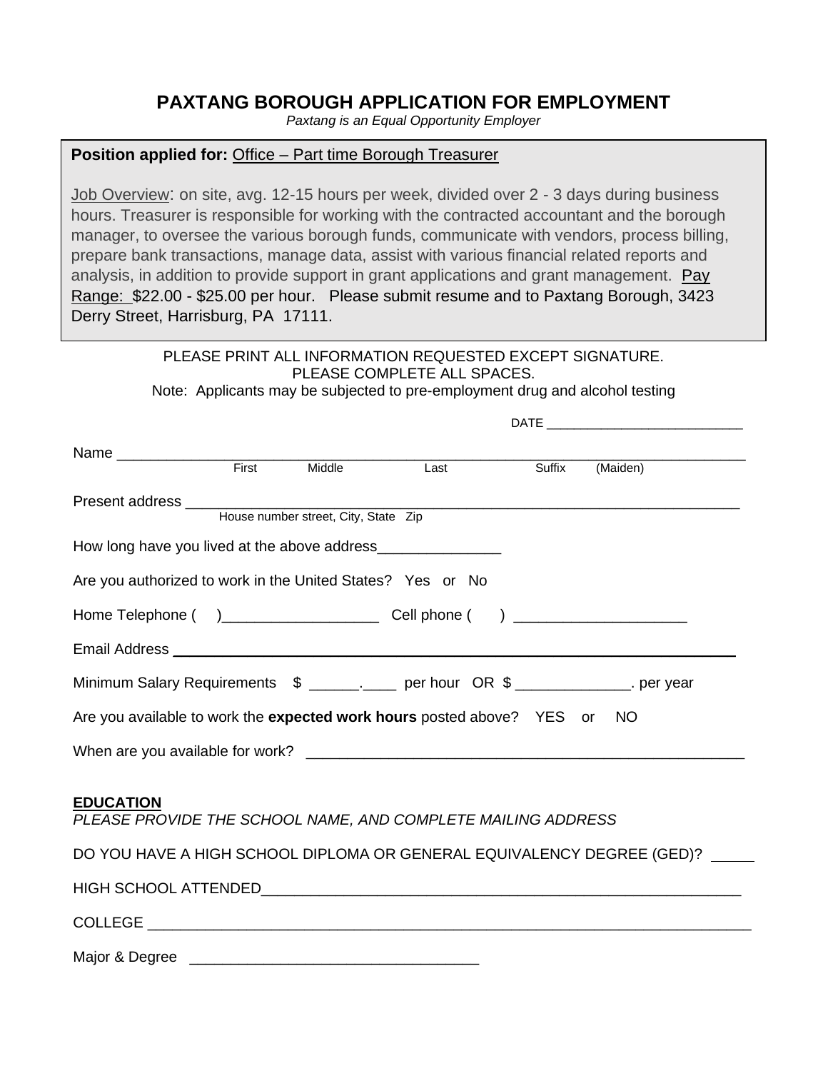# PAXTANG BOROUGH APPLICATION FOR EMPLOYMENT

*Paxtang is an Equal Opportunity Employer*

**Position applied for:** Office – Part time Borough Treasurer

Job Overview: on site, avg. 12-15 hours per week, divided over 2 - 3 days during business hours. Treasurer is responsible for working with the contracted accountant and the borough manager, to oversee the various borough funds, communicate with vendors, process billing, prepare bank transactions, manage data, assist with various financial related reports and analysis, in addition to provide support in grant applications and grant management. Pay Range: $22.00 - $25.00 per hour. Please submit resume and to Paxtang Borough, 3423 Derry Street, Harrisburg, PA 17111.

PLEASE PRINT ALL INFORMATION REQUESTED EXCEPT SIGNATURE.
PLEASE COMPLETE ALL SPACES.
Note: Applicants may be subjected to pre-employment drug and alcohol testing

DATE ____________________________

Name ____________________________________________________________________________
First Middle Last Suffix (Maiden)

Present address ______________________________________________________________________
House number street, City, State Zip

How long have you lived at the above address_______________

Are you authorized to work in the United States? Yes or No

Home Telephone ( )___________________ Cell phone ( ) _____________________

Email Address ________________________________________________________________

Minimum Salary Requirements $ ______.____ per hour OR $ ______________. per year

Are you available to work the **expected work hours** posted above? YES or NO

When are you available for work? _______________________________________________________

**EDUCATION**

*PLEASE PROVIDE THE SCHOOL NAME, AND COMPLETE MAILING ADDRESS*

DO YOU HAVE A HIGH SCHOOL DIPLOMA OR GENERAL EQUIVALENCY DEGREE (GED)? _____

HIGH SCHOOL ATTENDED_____________________________________________________________

COLLEGE ___________________________________________________________________________

Major & Degree ___________________________________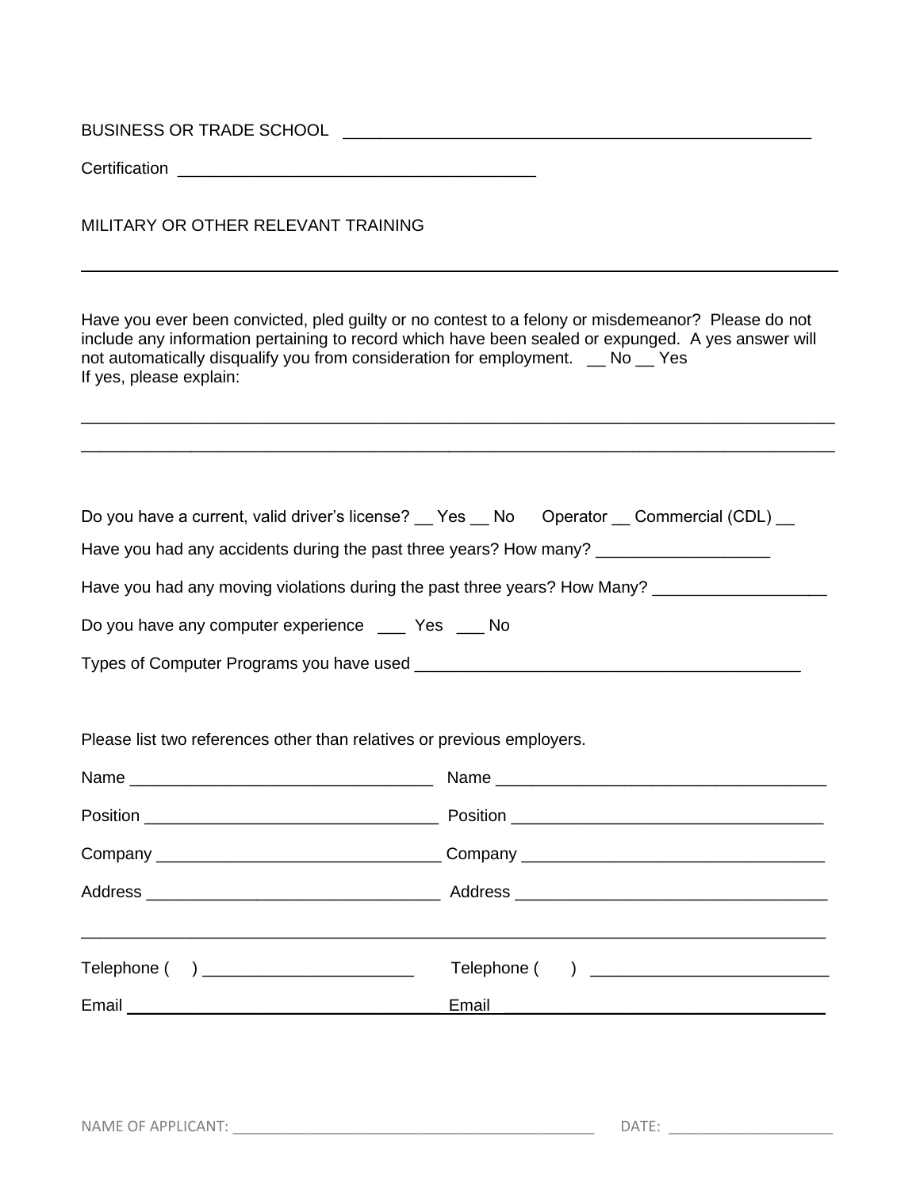BUSINESS OR TRADE SCHOOL ____________________________________________________

Certification ________________________________________

MILITARY OR OTHER RELEVANT TRAINING

___________________________________________________________________________________

Have you ever been convicted, pled guilty or no contest to a felony or misdemeanor? Please do not include any information pertaining to record which have been sealed or expunged. A yes answer will not automatically disqualify you from consideration for employment. __ No __ Yes
If yes, please explain:

___________________________________________________________________________________

___________________________________________________________________________________

Do you have a current, valid driver's license? __ Yes __ No Operator __ Commercial (CDL) __

Have you had any accidents during the past three years? How many? __________________

Have you had any moving violations during the past three years? How Many? __________________

Do you have any computer experience ___ Yes ___ No

Types of Computer Programs you have used __________________________________________

Please list two references other than relatives or previous employers.

Name _________________________________ Name ____________________________________

Position _______________________________ Position _________________________________

Company ______________________________ Company ________________________________

Address _______________________________ Address _________________________________

___________________________________________________________________________________

Telephone ( ) ______________________ Telephone ( ) _________________________

Email __________________________________ Email ____________________________________

NAME OF APPLICANT: _____________________________________________ DATE: ____________________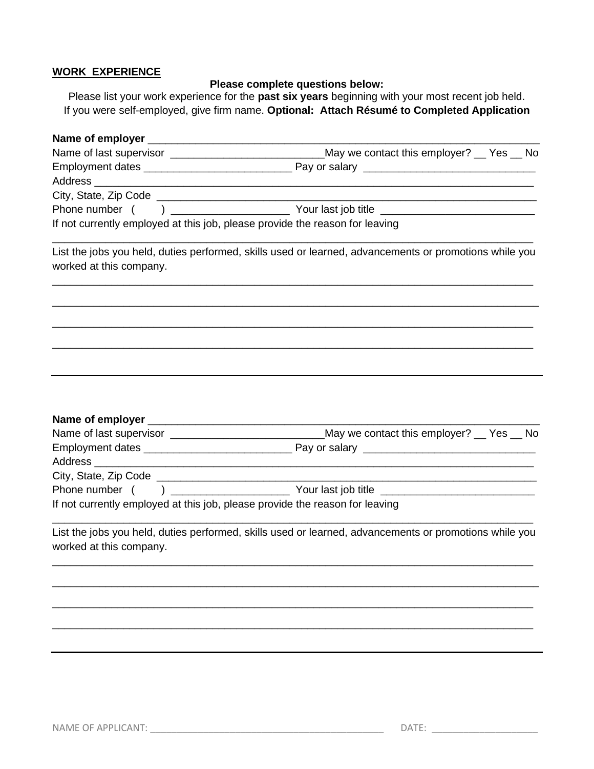**WORK EXPERIENCE**

**Please complete questions below:**

Please list your work experience for the **past six years** beginning with your most recent job held.
If you were self-employed, give firm name. **Optional: Attach Résumé to Completed Application**

**Name of employer** ____________________________________________________________________

Name of last supervisor ___________________________May we contact this employer? __ Yes __ No

Employment dates _________________________ Pay or salary _____________________________

Address ___________________________________________________________________________

City, State, Zip Code __________________________________________________________________

Phone number ( ) ____________________ Your last job title __________________________

If not currently employed at this job, please provide the reason for leaving

___________________________________________________________________________________

List the jobs you held, duties performed, skills used or learned, advancements or promotions while you worked at this company.

___________________________________________________________________________________

___________________________________________________________________________________

___________________________________________________________________________________

___________________________________________________________________________________

---

**Name of employer** ____________________________________________________________________

Name of last supervisor ___________________________May we contact this employer? __ Yes __ No

Employment dates _________________________ Pay or salary _____________________________

Address ___________________________________________________________________________

City, State, Zip Code __________________________________________________________________

Phone number ( ) ____________________ Your last job title __________________________

If not currently employed at this job, please provide the reason for leaving

___________________________________________________________________________________

List the jobs you held, duties performed, skills used or learned, advancements or promotions while you worked at this company.

___________________________________________________________________________________

___________________________________________________________________________________

___________________________________________________________________________________

___________________________________________________________________________________

---

NAME OF APPLICANT: _______________________________________________ DATE: _____________________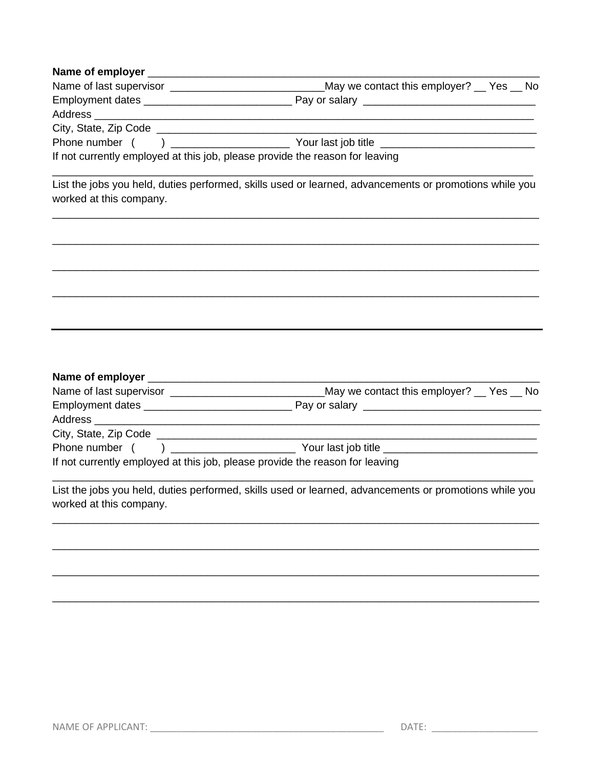**Name of employer** ___________________________________________________________________

Name of last supervisor __________________________May we contact this employer? __ Yes __ No

Employment dates _________________________ Pay or salary ____________________________

Address ________________________________________________________________________

City, State, Zip Code _________________________________________________________________

Phone number ( ) ____________________ Your last job title __________________________

If not currently employed at this job, please provide the reason for leaving

_______________________________________________________________________________

List the jobs you held, duties performed, skills used or learned, advancements or promotions while you worked at this company.

_______________________________________________________________________________

_______________________________________________________________________________

_______________________________________________________________________________

_______________________________________________________________________________

---

**Name of employer** ___________________________________________________________________

Name of last supervisor __________________________May we contact this employer? __ Yes __ No

Employment dates _________________________ Pay or salary ______________________________

Address _________________________________________________________________________

City, State, Zip Code _________________________________________________________________

Phone number ( ) _____________________ Your last job title __________________________

If not currently employed at this job, please provide the reason for leaving

_______________________________________________________________________________

List the jobs you held, duties performed, skills used or learned, advancements or promotions while you worked at this company.

_______________________________________________________________________________

_______________________________________________________________________________

_______________________________________________________________________________

_______________________________________________________________________________

NAME OF APPLICANT: _____________________________________________ DATE: ____________________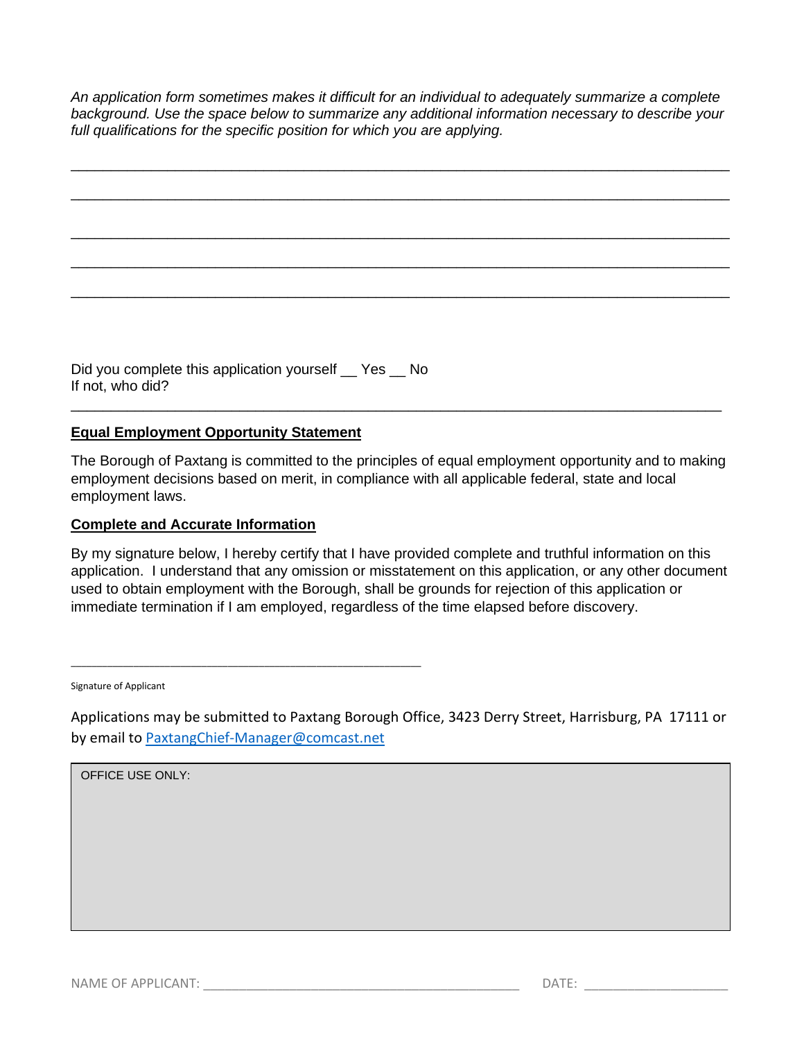*An application form sometimes makes it difficult for an individual to adequately summarize a complete background. Use the space below to summarize any additional information necessary to describe your full qualifications for the specific position for which you are applying.*

_______________________________________________________________________________

_______________________________________________________________________________

_______________________________________________________________________________

_______________________________________________________________________________

_______________________________________________________________________________

Did you complete this application yourself __ Yes __ No
If not, who did?

_______________________________________________________________________________

## Equal Employment Opportunity Statement

The Borough of Paxtang is committed to the principles of equal employment opportunity and to making employment decisions based on merit, in compliance with all applicable federal, state and local employment laws.

## Complete and Accurate Information

By my signature below, I hereby certify that I have provided complete and truthful information on this application. I understand that any omission or misstatement on this application, or any other document used to obtain employment with the Borough, shall be grounds for rejection of this application or immediate termination if I am employed, regardless of the time elapsed before discovery.

_______________________________________________

Signature of Applicant

Applications may be submitted to Paxtang Borough Office, 3423 Derry Street, Harrisburg, PA 17111 or by email to PaxtangChief-Manager@comcast.net

OFFICE USE ONLY:

NAME OF APPLICANT: _______________________________________________ DATE: ____________________